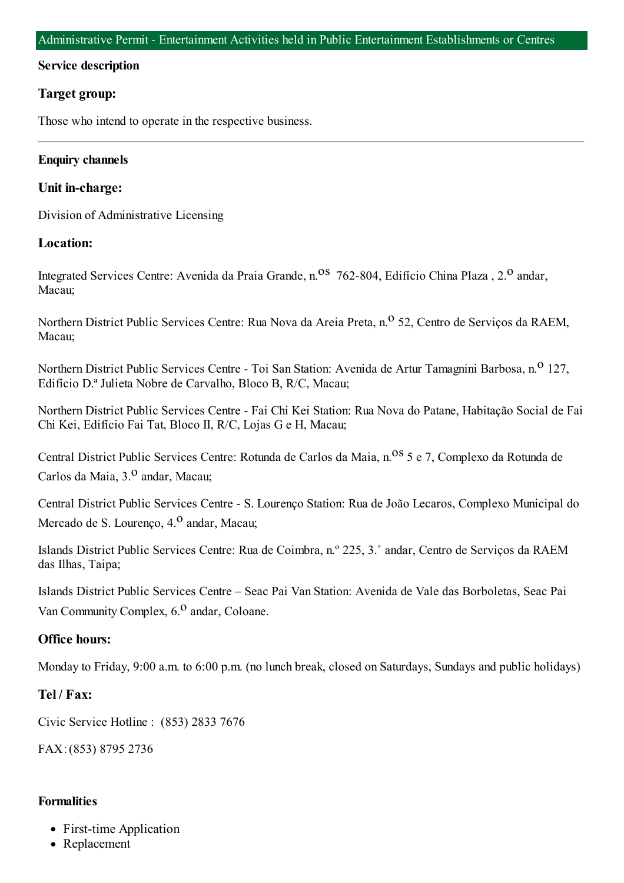# Administrative Permit - Entertainment Activities held in Public Entertainment Establishments or Centres

### Service description

### Target group:

Those who intend to operate in the respective business.

---

### Enquiry channels

### Unit in-charge:

Division of Administrative Licensing

### Location:

Integrated Services Centre: Avenida da Praia Grande, n.os 762-804, Edifício China Plaza , 2.o andar, Macau;

Northern District Public Services Centre: Rua Nova da Areia Preta, n.o 52, Centro de Serviços da RAEM, Macau;

Northern District Public Services Centre - Toi San Station: Avenida de Artur Tamagnini Barbosa, n.o 127, Edifício D.ª Julieta Nobre de Carvalho, Bloco B, R/C, Macau;

Northern District Public Services Centre - Fai Chi Kei Station: Rua Nova do Patane, Habitação Social de Fai Chi Kei, Edifício Fai Tat, Bloco II, R/C, Lojas G e H, Macau;

Central District Public Services Centre: Rotunda de Carlos da Maia, n.os 5 e 7, Complexo da Rotunda de Carlos da Maia, 3.o andar, Macau;

Central District Public Services Centre - S. Lourenço Station: Rua de João Lecaros, Complexo Municipal do Mercado de S. Lourenço, 4.o andar, Macau;

Islands District Public Services Centre: Rua de Coimbra, n.º 225, 3.˚ andar, Centro de Serviços da RAEM das Ilhas, Taipa;

Islands District Public Services Centre – Seac Pai Van Station: Avenida de Vale das Borboletas, Seac Pai Van Community Complex, 6.o andar, Coloane.

### Office hours:

Monday to Friday, 9:00 a.m. to 6:00 p.m. (no lunch break, closed on Saturdays, Sundays and public holidays)

### Tel / Fax:

Civic Service Hotline : (853) 2833 7676

FAX: (853) 8795 2736

### Formalities

- First-time Application
- Replacement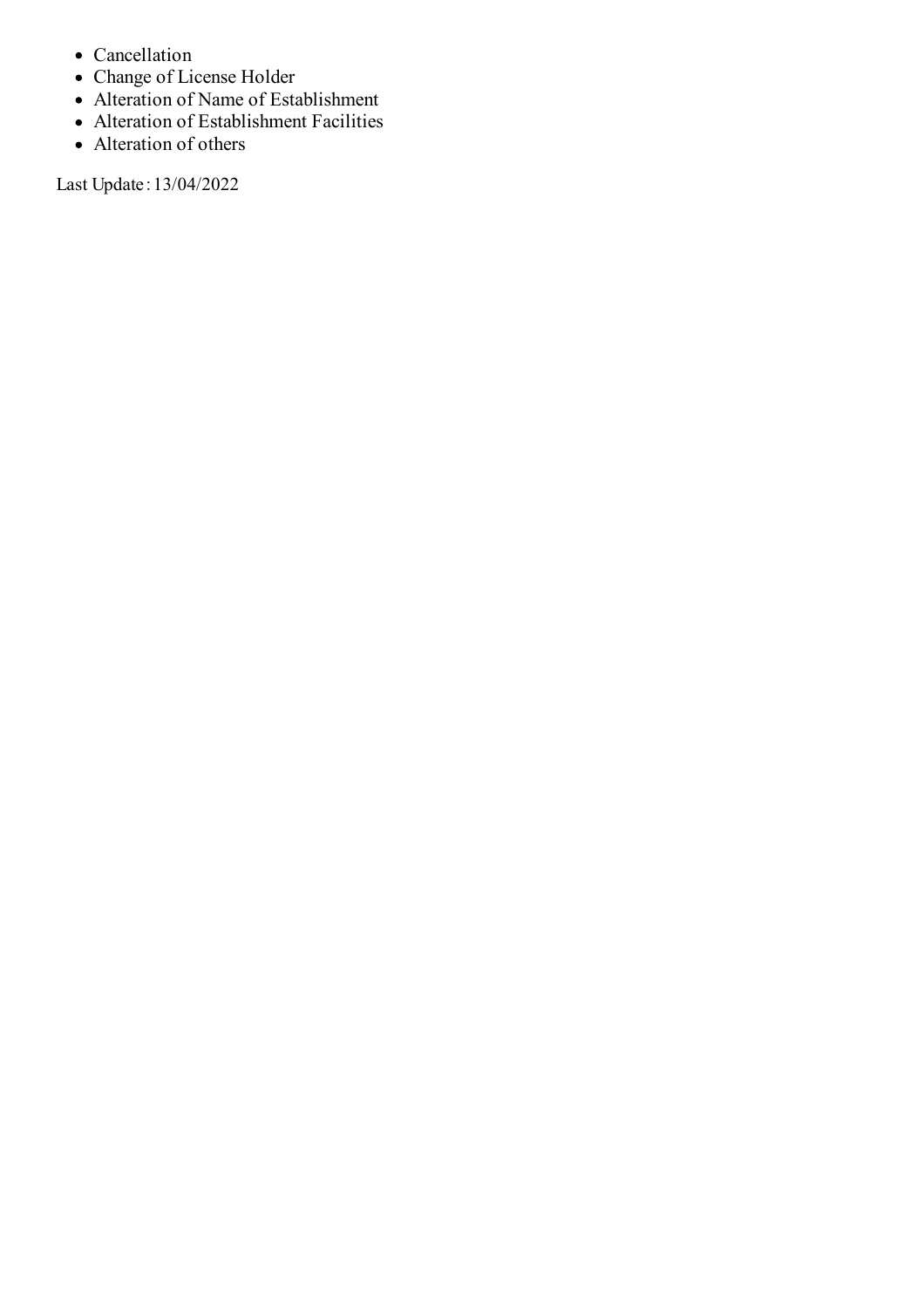- Cancellation
- Change of License Holder
- Alteration of Name of Establishment
- Alteration of Establishment Facilities
- Alteration of others

Last Update : 13/04/2022